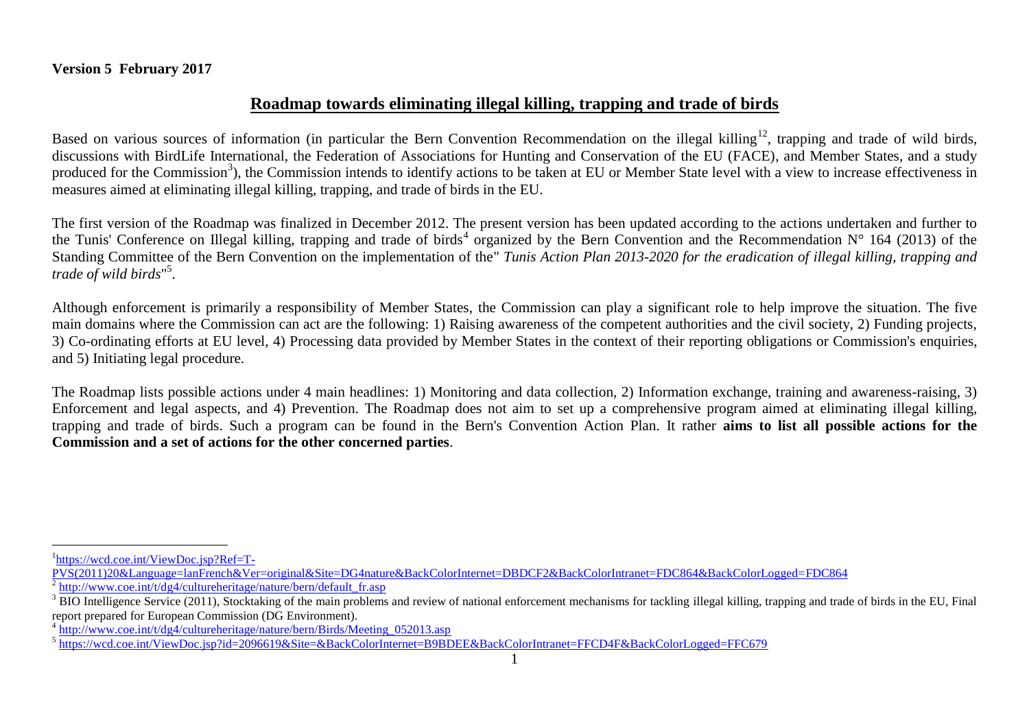**Version 5 February 2017**

# Roadmap towards eliminating illegal killing, trapping and trade of birds

Based on various sources of information (in particular the Bern Convention Recommendation on the illegal killing[12], trapping and trade of wild birds, discussions with BirdLife International, the Federation of Associations for Hunting and Conservation of the EU (FACE), and Member States, and a study produced for the Commission[3]), the Commission intends to identify actions to be taken at EU or Member State level with a view to increase effectiveness in measures aimed at eliminating illegal killing, trapping, and trade of birds in the EU.

The first version of the Roadmap was finalized in December 2012. The present version has been updated according to the actions undertaken and further to the Tunis' Conference on Illegal killing, trapping and trade of birds[4] organized by the Bern Convention and the Recommendation N° 164 (2013) of the Standing Committee of the Bern Convention on the implementation of the" *Tunis Action Plan 2013-2020 for the eradication of illegal killing, trapping and trade of wild birds*"[5].

Although enforcement is primarily a responsibility of Member States, the Commission can play a significant role to help improve the situation. The five main domains where the Commission can act are the following: 1) Raising awareness of the competent authorities and the civil society, 2) Funding projects, 3) Co-ordinating efforts at EU level, 4) Processing data provided by Member States in the context of their reporting obligations or Commission's enquiries, and 5) Initiating legal procedure.

The Roadmap lists possible actions under 4 main headlines: 1) Monitoring and data collection, 2) Information exchange, training and awareness-raising, 3) Enforcement and legal aspects, and 4) Prevention. The Roadmap does not aim to set up a comprehensive program aimed at eliminating illegal killing, trapping and trade of birds. Such a program can be found in the Bern's Convention Action Plan. It rather **aims to list all possible actions for the Commission and a set of actions for the other concerned parties**.

---

[1] https://wcd.coe.int/ViewDoc.jsp?Ref=T-PVS(2011)20&Language=lanFrench&Ver=original&Site=DG4nature&BackColorInternet=DBDCF2&BackColorIntranet=FDC864&BackColorLogged=FDC864

[2] http://www.coe.int/t/dg4/cultureheritage/nature/bern/default_fr.asp

[3] BIO Intelligence Service (2011), Stocktaking of the main problems and review of national enforcement mechanisms for tackling illegal killing, trapping and trade of birds in the EU, Final report prepared for European Commission (DG Environment).

[4] http://www.coe.int/t/dg4/cultureheritage/nature/bern/Birds/Meeting_052013.asp

[5] https://wcd.coe.int/ViewDoc.jsp?id=2096619&Site=&BackColorInternet=B9BDEE&BackColorIntranet=FFCD4F&BackColorLogged=FFC679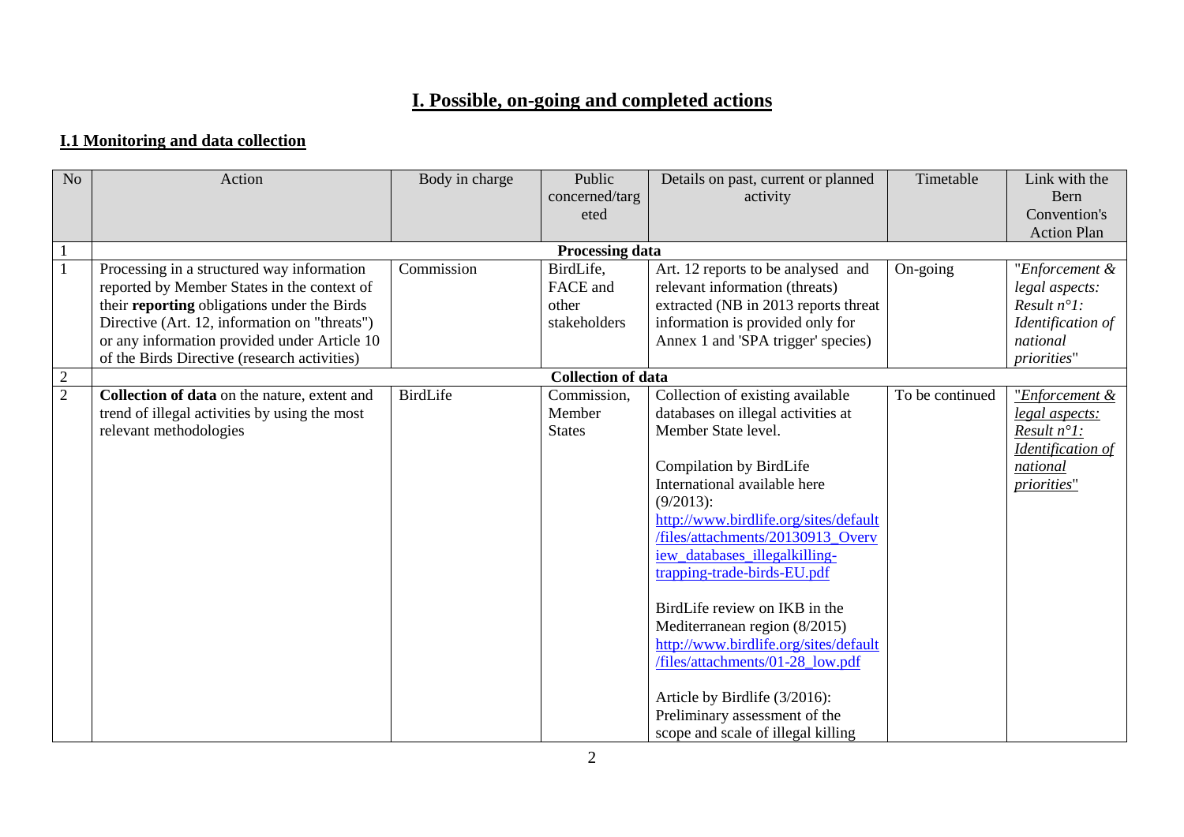# I. Possible, on-going and completed actions

## I.1 Monitoring and data collection

| No | Action | Body in charge | Public concerned/targeted | Details on past, current or planned activity | Timetable | Link with the Bern Convention's Action Plan |
|---|---|---|---|---|---|---|
| 1 | **Processing data** | | | | | |
| 1 | Processing in a structured way information reported by Member States in the context of their **reporting** obligations under the Birds Directive (Art. 12, information on "threats") or any information provided under Article 10 of the Birds Directive (research activities) | Commission | BirdLife, FACE and other stakeholders | Art. 12 reports to be analysed and relevant information (threats) extracted (NB in 2013 reports threat information is provided only for Annex 1 and 'SPA trigger' species) | On-going | "*Enforcement & legal aspects: Result n°1: Identification of national priorities*" |
| 2 | **Collection of data** | | | | | |
| 2 | **Collection of data** on the nature, extent and trend of illegal activities by using the most relevant methodologies | BirdLife | Commission, Member States | Collection of existing available databases on illegal activities at Member State level.<br><br>Compilation by BirdLife International available here (9/2013): http://www.birdlife.org/sites/default/files/attachments/20130913_Overview_databases_illegalkilling-trapping-trade-birds-EU.pdf<br><br>BirdLife review on IKB in the Mediterranean region (8/2015) http://www.birdlife.org/sites/default/files/attachments/01-28_low.pdf<br><br>Article by Birdlife (3/2016): Preliminary assessment of the scope and scale of illegal killing | To be continued | "*Enforcement & legal aspects: Result n°1: Identification of national priorities*" |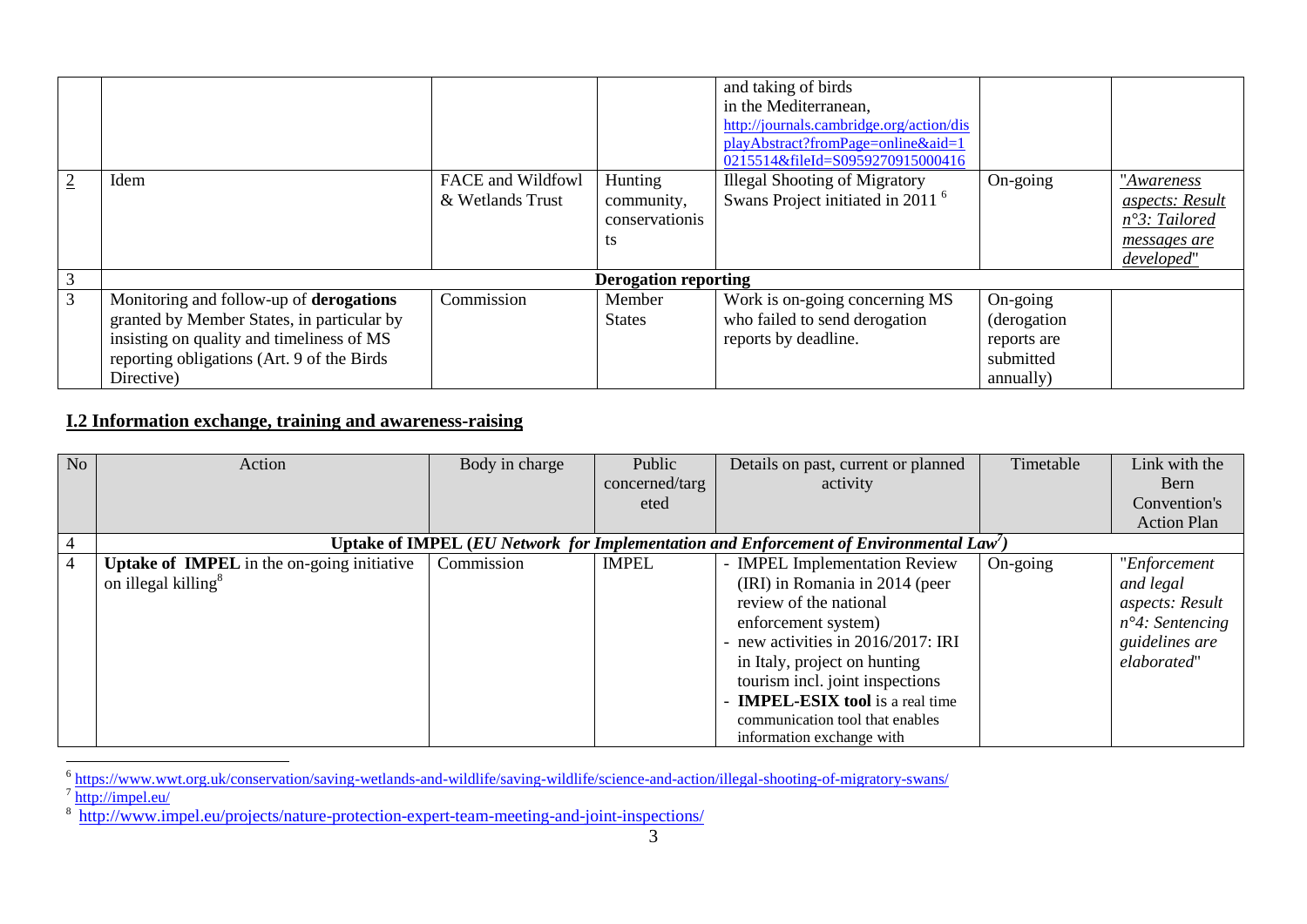| | | | | | | |
|---|---|---|---|---|---|---|
| | | | | and taking of birds in the Mediterranean, http://journals.cambridge.org/action/displayAbstract?fromPage=online&aid=10215514&fileId=S0959270915000416 | | |
| 2 | Idem | FACE and Wildfowl & Wetlands Trust | Hunting community, conservationists | Illegal Shooting of Migratory Swans Project initiated in 2011 [6] | On-going | "*Awareness aspects: Result n°3: Tailored messages are developed*" |
| 3 | **Derogation reporting** | | | | | |
| 3 | Monitoring and follow-up of **derogations** granted by Member States, in particular by insisting on quality and timeliness of MS reporting obligations (Art. 9 of the Birds Directive) | Commission | Member States | Work is on-going concerning MS who failed to send derogation reports by deadline. | On-going (derogation reports are submitted annually) | |

## I.2 Information exchange, training and awareness-raising

| No | Action | Body in charge | Public concerned/targeted | Details on past, current or planned activity | Timetable | Link with the Bern Convention's Action Plan |
|---|---|---|---|---|---|---|
| 4 | **Uptake of IMPEL (*EU Network for Implementation and Enforcement of Environmental Law*[7])** | | | | | |
| 4 | **Uptake of IMPEL** in the on-going initiative on illegal killing[8] | Commission | IMPEL | - IMPEL Implementation Review (IRI) in Romania in 2014 (peer review of the national enforcement system)<br>- new activities in 2016/2017: IRI in Italy, project on hunting tourism incl. joint inspections<br>- **IMPEL-ESIX tool** is a real time communication tool that enables information exchange with | On-going | "*Enforcement and legal aspects: Result n°4: Sentencing guidelines are elaborated*" |

[6] https://www.wwt.org.uk/conservation/saving-wetlands-and-wildlife/saving-wildlife/science-and-action/illegal-shooting-of-migratory-swans/

[7] http://impel.eu/

[8] http://www.impel.eu/projects/nature-protection-expert-team-meeting-and-joint-inspections/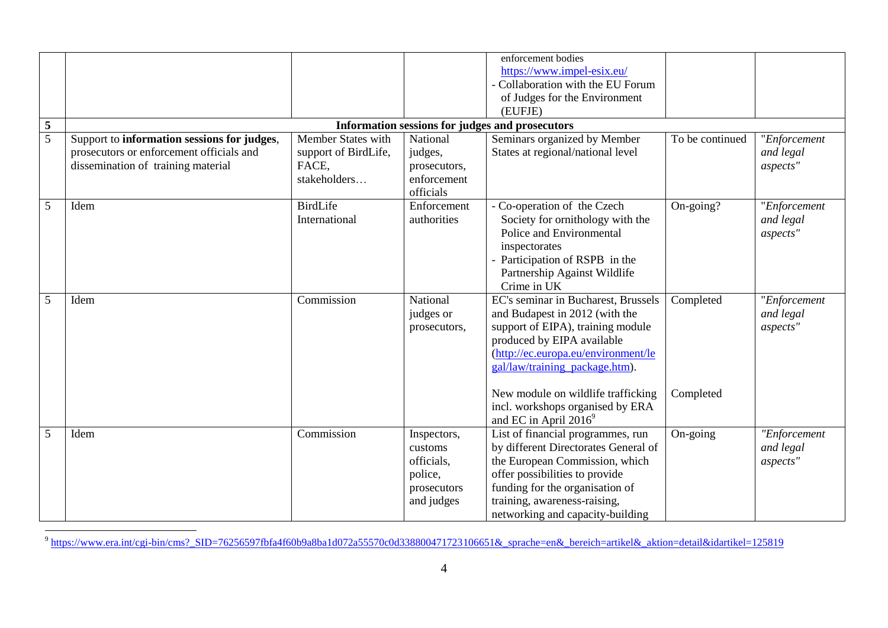| | | | | | | |
|---|---|---|---|---|---|---|
| | | | | enforcement bodies https://www.impel-esix.eu/ - Collaboration with the EU Forum of Judges for the Environment (EUFJE) | | |
| **5** | **Information sessions for judges and prosecutors** | | | | | |
| 5 | Support to **information sessions for judges**, prosecutors or enforcement officials and dissemination of training material | Member States with support of BirdLife, FACE, stakeholders… | National judges, prosecutors, enforcement officials | Seminars organized by Member States at regional/national level | To be continued | *"Enforcement and legal aspects"* |
| 5 | Idem | BirdLife International | Enforcement authorities | - Co-operation of the Czech Society for ornithology with the Police and Environmental inspectorates<br>- Participation of RSPB in the Partnership Against Wildlife Crime in UK | On-going? | *"Enforcement and legal aspects"* |
| 5 | Idem | Commission | National judges or prosecutors, | EC's seminar in Bucharest, Brussels and Budapest in 2012 (with the support of EIPA), training module produced by EIPA available (http://ec.europa.eu/environment/legal/law/training_package.htm).<br><br>New module on wildlife trafficking incl. workshops organised by ERA and EC in April 2016[9] | Completed<br><br>Completed | *"Enforcement and legal aspects"* |
| 5 | Idem | Commission | Inspectors, customs officials, police, prosecutors and judges | List of financial programmes, run by different Directorates General of the European Commission, which offer possibilities to provide funding for the organisation of training, awareness-raising, networking and capacity-building | On-going | *"Enforcement and legal aspects"* |

[9] https://www.era.int/cgi-bin/cms?_SID=76256597fbfa4f60b9a8ba1d072a55570c0d338800471723106651&_sprache=en&_bereich=artikel&_aktion=detail&idartikel=125819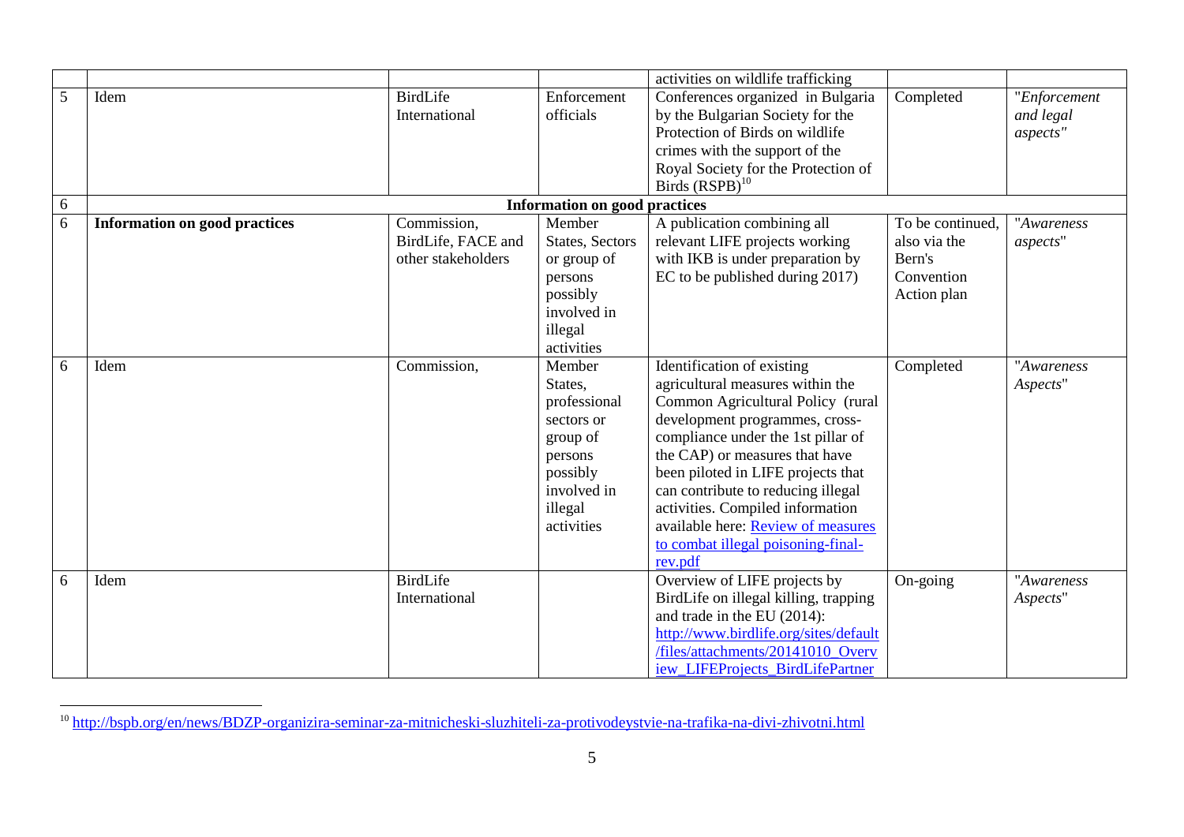| | | | | | | |
|---|---|---|---|---|---|---|
| | | | | activities on wildlife trafficking | | |
| 5 | Idem | BirdLife International | Enforcement officials | Conferences organized in Bulgaria by the Bulgarian Society for the Protection of Birds on wildlife crimes with the support of the Royal Society for the Protection of Birds (RSPB)[10] | Completed | *"Enforcement and legal aspects"* |
| 6 | | | **Information on good practices** | | | |
| 6 | **Information on good practices** | Commission, BirdLife, FACE and other stakeholders | Member States, Sectors or group of persons possibly involved in illegal activities | A publication combining all relevant LIFE projects working with IKB is under preparation by EC to be published during 2017) | To be continued, also via the Bern's Convention Action plan | "*Awareness aspects*" |
| 6 | Idem | Commission, | Member States, professional sectors or group of persons possibly involved in illegal activities | Identification of existing agricultural measures within the Common Agricultural Policy (rural development programmes, cross-compliance under the 1st pillar of the CAP) or measures that have been piloted in LIFE projects that can contribute to reducing illegal activities. Compiled information available here: [Review of measures to combat illegal poisoning-final-rev.pdf]() | Completed | "*Awareness Aspects*" |
| 6 | Idem | BirdLife International | | Overview of LIFE projects by BirdLife on illegal killing, trapping and trade in the EU (2014): http://www.birdlife.org/sites/default/files/attachments/20141010_Overview_LIFEProjects_BirdLifePartner | On-going | "*Awareness Aspects*" |

[10] http://bspb.org/en/news/BDZP-organizira-seminar-za-mitnicheski-sluzhiteli-za-protivodeystvie-na-trafika-na-divi-zhivotni.html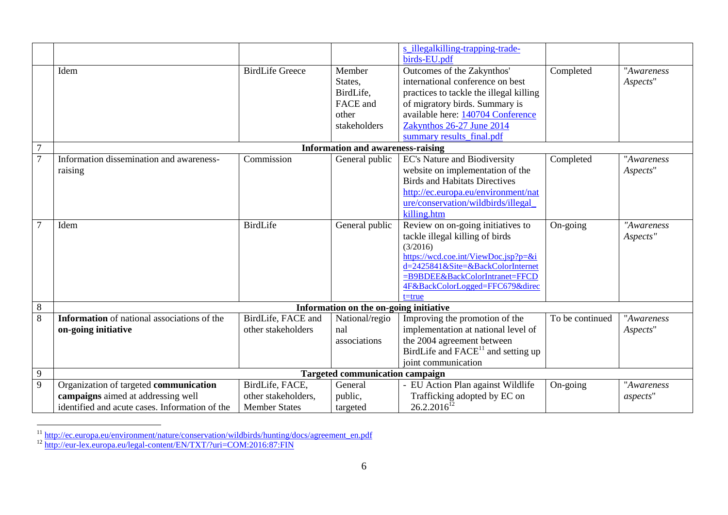| | | | | | | |
|---|---|---|---|---|---|---|
| | | | | s_illegalkilling-trapping-trade-birds-EU.pdf | | |
| | Idem | BirdLife Greece | Member States, BirdLife, FACE and other stakeholders | Outcomes of the Zakynthos' international conference on best practices to tackle the illegal killing of migratory birds. Summary is available here: 140704 Conference Zakynthos 26-27 June 2014 summary results_final.pdf | Completed | "*Awareness Aspects*" |
| 7 | **Information and awareness-raising** | | | | | |
| 7 | Information dissemination and awareness-raising | Commission | General public | EC's Nature and Biodiversity website on implementation of the Birds and Habitats Directives http://ec.europa.eu/environment/nature/conservation/wildbirds/illegal_killing.htm | Completed | "*Awareness Aspects*" |
| 7 | Idem | BirdLife | General public | Review on on-going initiatives to tackle illegal killing of birds (3/2016) https://wcd.coe.int/ViewDoc.jsp?p=&id=2425841&Site=&BackColorInternet=B9BDEE&BackColorIntranet=FFCD4F&BackColorLogged=FFC679&direct=true | On-going | "*Awareness Aspects"* |
| 8 | **Information on the on-going initiative** | | | | | |
| 8 | **Information** of national associations of the **on-going initiative** | BirdLife, FACE and other stakeholders | National/regional associations | Improving the promotion of the implementation at national level of the 2004 agreement between BirdLife and FACE[11] and setting up joint communication | To be continued | "*Awareness Aspects*" |
| 9 | **Targeted communication campaign** | | | | | |
| 9 | Organization of targeted **communication campaigns** aimed at addressing well identified and acute cases. Information of the | BirdLife, FACE, other stakeholders, Member States | General public, targeted | - EU Action Plan against Wildlife Trafficking adopted by EC on 26.2.2016[12] | On-going | "*Awareness aspects*" |

[11] http://ec.europa.eu/environment/nature/conservation/wildbirds/hunting/docs/agreement_en.pdf
[12] http://eur-lex.europa.eu/legal-content/EN/TXT/?uri=COM:2016:87:FIN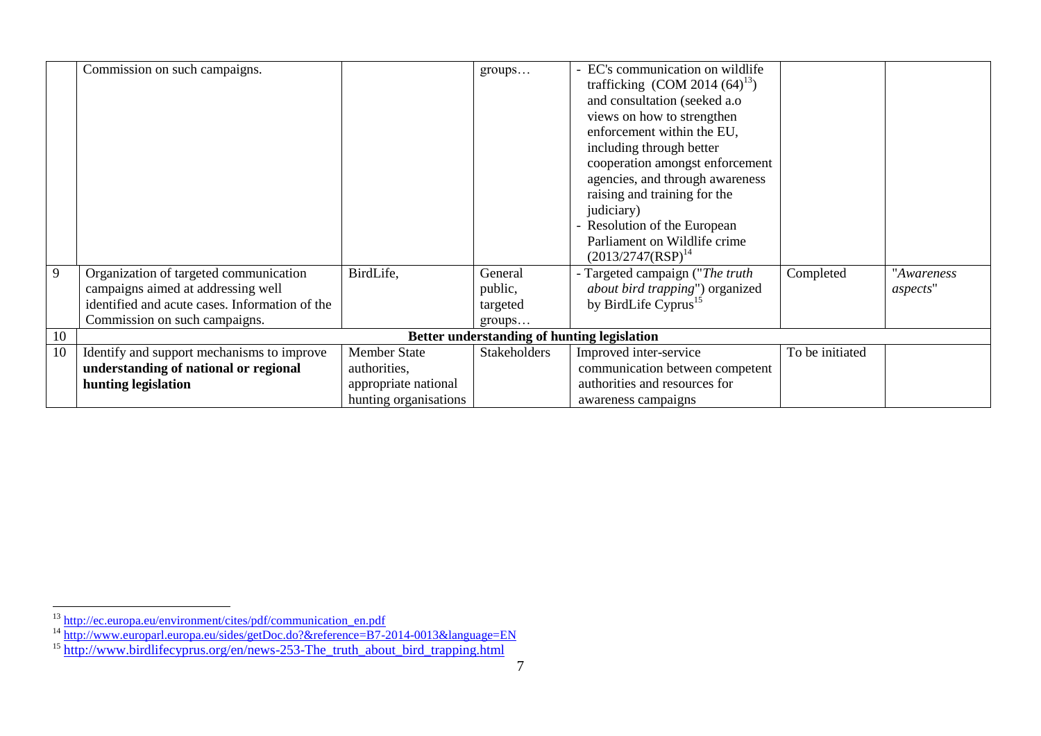| | | | | | | |
|---|---|---|---|---|---|---|
| | Commission on such campaigns. | | groups… | - EC's communication on wildlife trafficking (COM 2014 (64)[13]) and consultation (seeked a.o views on how to strengthen enforcement within the EU, including through better cooperation amongst enforcement agencies, and through awareness raising and training for the judiciary)<br>- Resolution of the European Parliament on Wildlife crime (2013/2747(RSP)[14] | | |
| 9 | Organization of targeted communication campaigns aimed at addressing well identified and acute cases. Information of the Commission on such campaigns. | BirdLife, | General public, targeted groups… | - Targeted campaign ("*The truth about bird trapping*") organized by BirdLife Cyprus[15] | Completed | "*Awareness aspects*" |
| 10 | **Better understanding of hunting legislation** | | | | | |
| 10 | Identify and support mechanisms to improve **understanding of national or regional hunting legislation** | Member State authorities, appropriate national hunting organisations | Stakeholders | Improved inter-service communication between competent authorities and resources for awareness campaigns | To be initiated | |

[13] http://ec.europa.eu/environment/cites/pdf/communication_en.pdf

[14] http://www.europarl.europa.eu/sides/getDoc.do?&reference=B7-2014-0013&language=EN

[15] http://www.birdlifecyprus.org/en/news-253-The_truth_about_bird_trapping.html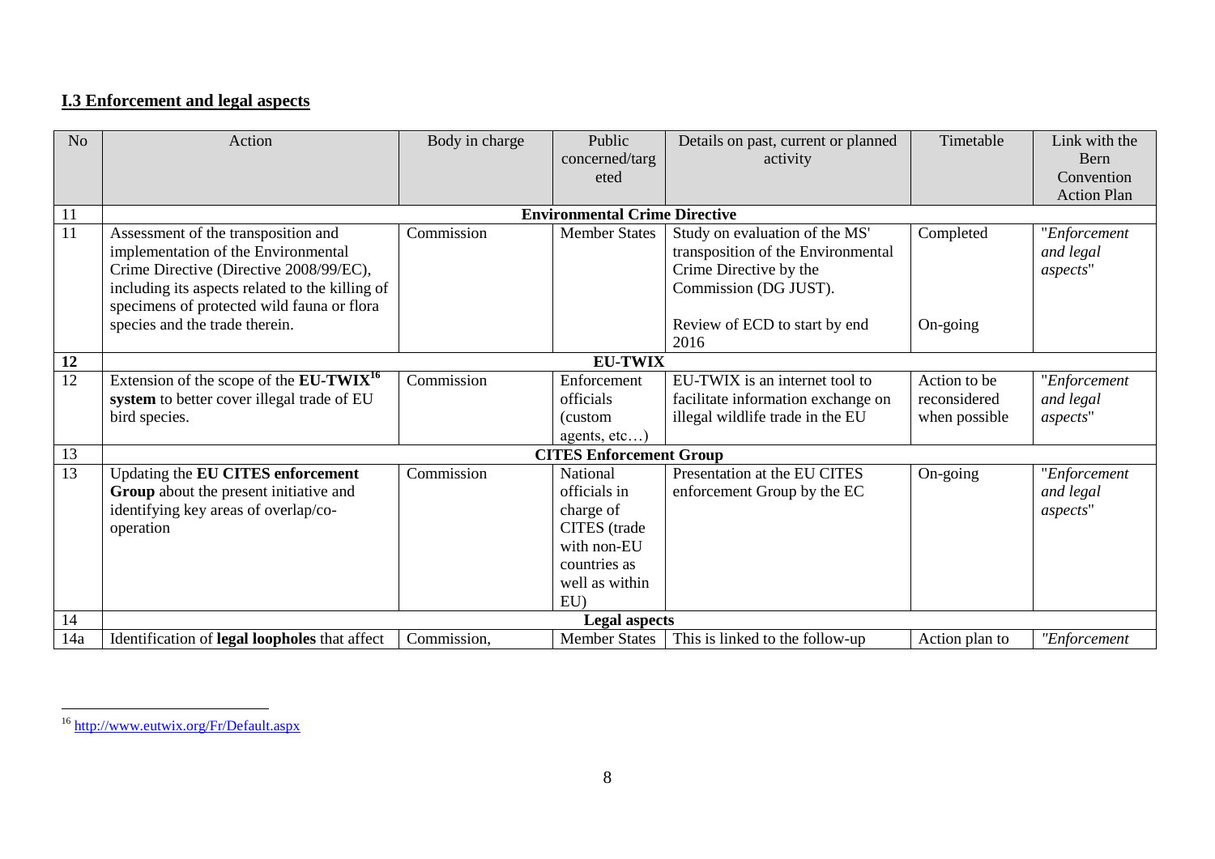## I.3 Enforcement and legal aspects

| No | Action | Body in charge | Public concerned/targeted | Details on past, current or planned activity | Timetable | Link with the Bern Convention Action Plan |
|---|---|---|---|---|---|---|
| 11 | **Environmental Crime Directive** | | | | | |
| 11 | Assessment of the transposition and implementation of the Environmental Crime Directive (Directive 2008/99/EC), including its aspects related to the killing of specimens of protected wild fauna or flora species and the trade therein. | Commission | Member States | Study on evaluation of the MS' transposition of the Environmental Crime Directive by the Commission (DG JUST).<br><br>Review of ECD to start by end 2016 | Completed<br><br>On-going | "*Enforcement and legal aspects*" |
| **12** | **EU-TWIX** | | | | | |
| 12 | Extension of the scope of the **EU-TWIX**[16] **system** to better cover illegal trade of EU bird species. | Commission | Enforcement officials (custom agents, etc…) | EU-TWIX is an internet tool to facilitate information exchange on illegal wildlife trade in the EU | Action to be reconsidered when possible | "*Enforcement and legal aspects*" |
| 13 | **CITES Enforcement Group** | | | | | |
| 13 | Updating the **EU CITES enforcement Group** about the present initiative and identifying key areas of overlap/co-operation | Commission | National officials in charge of CITES (trade with non-EU countries as well as within EU) | Presentation at the EU CITES enforcement Group by the EC | On-going | "*Enforcement and legal aspects*" |
| 14 | **Legal aspects** | | | | | |
| 14a | Identification of **legal loopholes** that affect | Commission, | Member States | This is linked to the follow-up | Action plan to | "*Enforcement* |

[16] http://www.eutwix.org/Fr/Default.aspx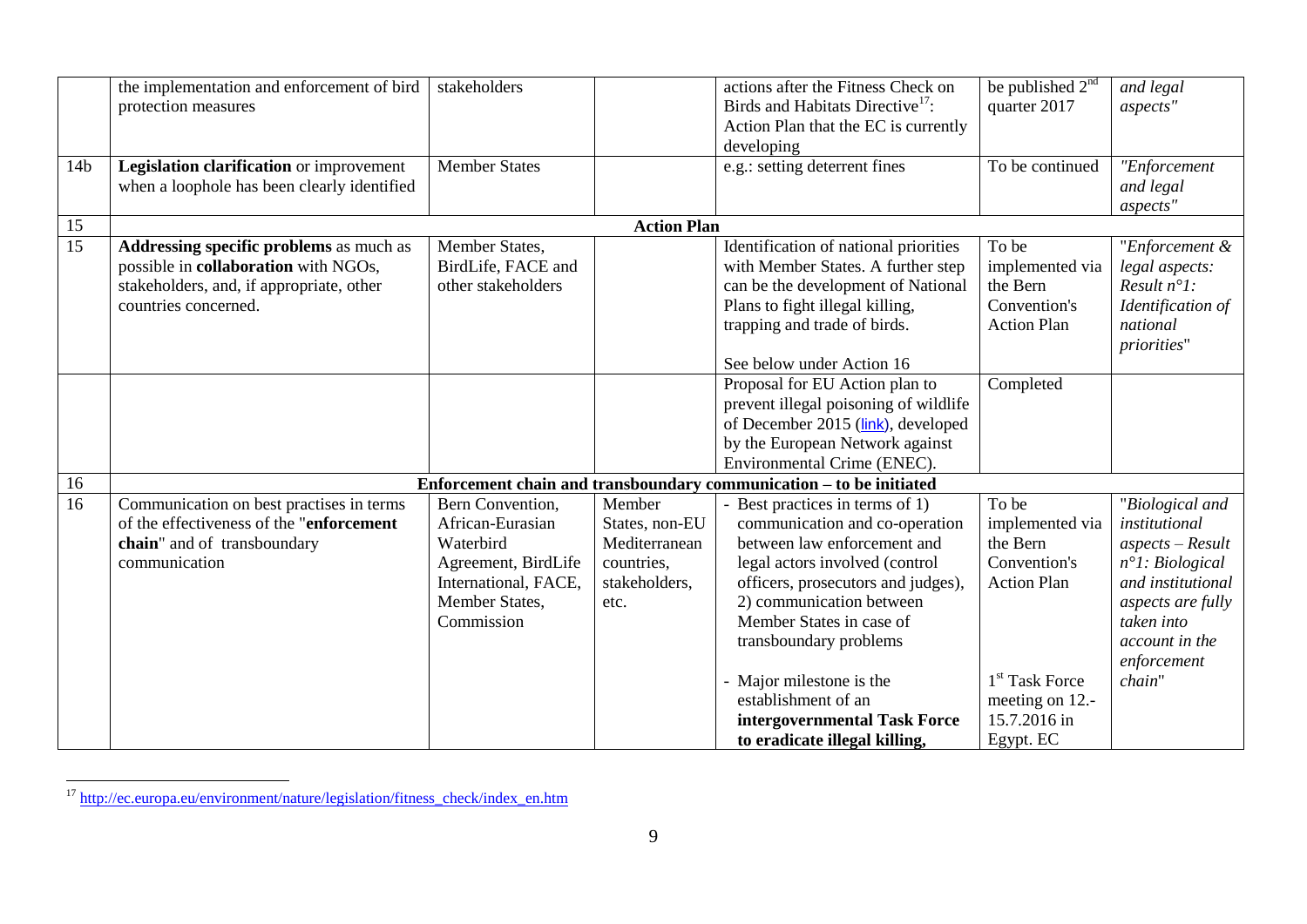| | | | | | | |
|---|---|---|---|---|---|---|
| | the implementation and enforcement of bird protection measures | stakeholders | | actions after the Fitness Check on Birds and Habitats Directive[17]: Action Plan that the EC is currently developing | be published 2nd quarter 2017 | *and legal aspects"* |
| 14b | **Legislation clarification** or improvement when a loophole has been clearly identified | Member States | | e.g.: setting deterrent fines | To be continued | *"Enforcement and legal aspects"* |
| 15 | **Action Plan** | | | | | |
| 15 | **Addressing specific problems** as much as possible in **collaboration** with NGOs, stakeholders, and, if appropriate, other countries concerned. | Member States, BirdLife, FACE and other stakeholders | | Identification of national priorities with Member States. A further step can be the development of National Plans to fight illegal killing, trapping and trade of birds.<br><br>See below under Action 16 | To be implemented via the Bern Convention's Action Plan | "*Enforcement & legal aspects: Result n°1: Identification of national priorities*" |
| | | | | Proposal for EU Action plan to prevent illegal poisoning of wildlife of December 2015 (link), developed by the European Network against Environmental Crime (ENEC). | Completed | |
| 16 | **Enforcement chain and transboundary communication – to be initiated** | | | | | |
| 16 | Communication on best practises in terms of the effectiveness of the "**enforcement chain**" and of transboundary communication | Bern Convention, African-Eurasian Waterbird Agreement, BirdLife International, FACE, Member States, Commission | Member States, non-EU Mediterranean countries, stakeholders, etc. | - Best practices in terms of 1) communication and co-operation between law enforcement and legal actors involved (control officers, prosecutors and judges), 2) communication between Member States in case of transboundary problems<br><br>- Major milestone is the establishment of an **intergovernmental Task Force to eradicate illegal killing,** | To be implemented via the Bern Convention's Action Plan<br><br>1st Task Force meeting on 12.-15.7.2016 in Egypt. EC | "*Biological and institutional aspects – Result n°1: Biological and institutional aspects are fully taken into account in the enforcement chain*" |

[17] http://ec.europa.eu/environment/nature/legislation/fitness_check/index_en.htm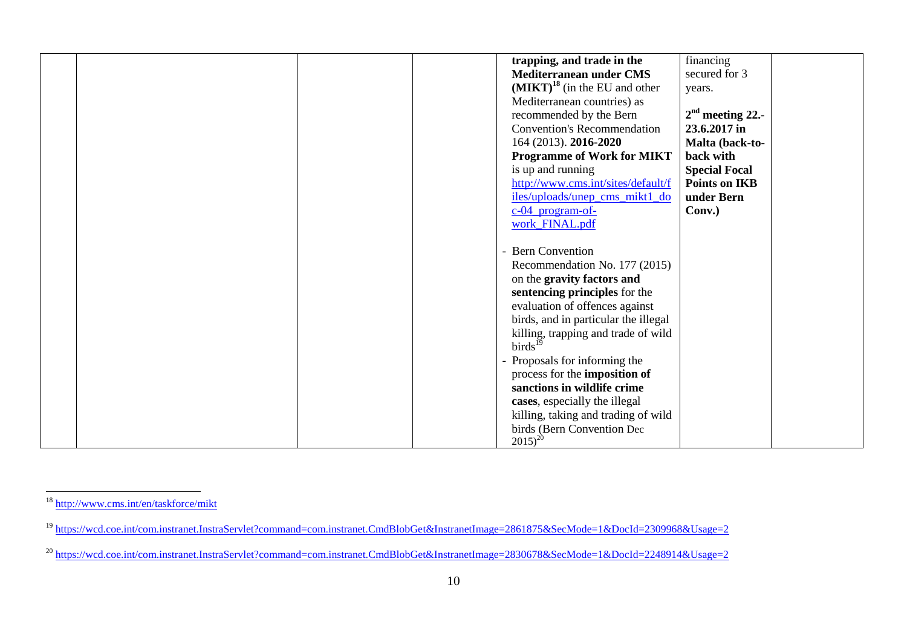|  |  |  |  | **trapping, and trade in the Mediterranean under CMS (MIKT)**[18] (in the EU and other Mediterranean countries) as recommended by the Bern Convention's Recommendation 164 (2013). **2016-2020 Programme of Work for MIKT** is up and running http://www.cms.int/sites/default/files/uploads/unep_cms_mikt1_doc-04_program-of-work_FINAL.pdf<br><br>- Bern Convention Recommendation No. 177 (2015) on the **gravity factors and sentencing principles** for the evaluation of offences against birds, and in particular the illegal killing, trapping and trade of wild birds[19]<br>- Proposals for informing the process for the **imposition of sanctions in wildlife crime cases**, especially the illegal killing, taking and trading of wild birds (Bern Convention Dec 2015)[20] | financing secured for 3 years.<br><br>**2nd meeting 22.-23.6.2017 in Malta (back-to-back with Special Focal Points on IKB under Bern Conv.)** |  |
|---|---|---|---|---|---|---|

[18] http://www.cms.int/en/taskforce/mikt

[19] https://wcd.coe.int/com.instranet.InstraServlet?command=com.instranet.CmdBlobGet&InstranetImage=2861875&SecMode=1&DocId=2309968&Usage=2

[20] https://wcd.coe.int/com.instranet.InstraServlet?command=com.instranet.CmdBlobGet&InstranetImage=2830678&SecMode=1&DocId=2248914&Usage=2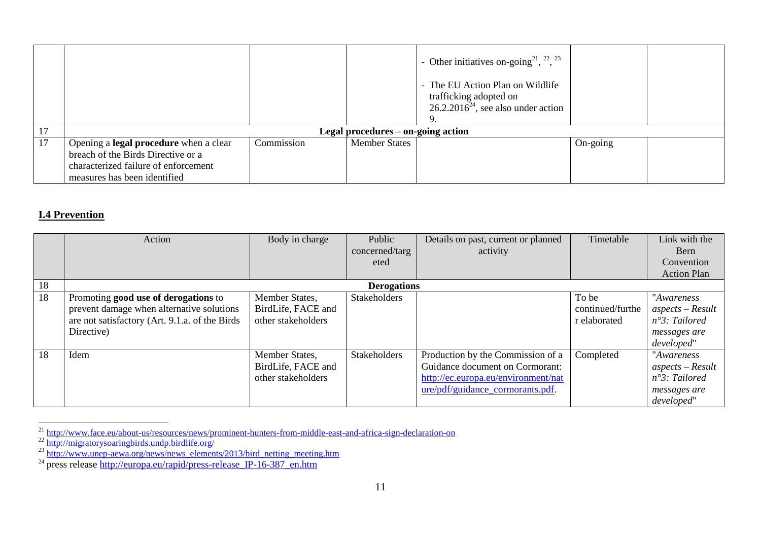| | | | | | | |
|---|---|---|---|---|---|---|
| | | | | - Other initiatives on-going[21], [22], [23]<br><br>- The EU Action Plan on Wildlife trafficking adopted on 26.2.2016[24], see also under action 9. | | |
| 17 | **Legal procedures – on-going action** | | | | | |
| 17 | Opening a **legal procedure** when a clear breach of the Birds Directive or a characterized failure of enforcement measures has been identified | Commission | Member States | | On-going | |

## I.4 Prevention

| | Action | Body in charge | Public concerned/targeted | Details on past, current or planned activity | Timetable | Link with the Bern Convention Action Plan |
|---|---|---|---|---|---|---|
| 18 | **Derogations** | | | | | |
| 18 | Promoting **good use of derogations** to prevent damage when alternative solutions are not satisfactory (Art. 9.1.a. of the Birds Directive) | Member States, BirdLife, FACE and other stakeholders | Stakeholders | | To be continued/further elaborated | "*Awareness aspects – Result n°3: Tailored messages are developed*" |
| 18 | Idem | Member States, BirdLife, FACE and other stakeholders | Stakeholders | Production by the Commission of a Guidance document on Cormorant: http://ec.europa.eu/environment/nature/pdf/guidance_cormorants.pdf. | Completed | "*Awareness aspects – Result n°3: Tailored messages are developed*" |

[21] http://www.face.eu/about-us/resources/news/prominent-hunters-from-middle-east-and-africa-sign-declaration-on

[22] http://migratorysoaringbirds.undp.birdlife.org/

[23] http://www.unep-aewa.org/news/news_elements/2013/bird_netting_meeting.htm

[24] press release http://europa.eu/rapid/press-release_IP-16-387_en.htm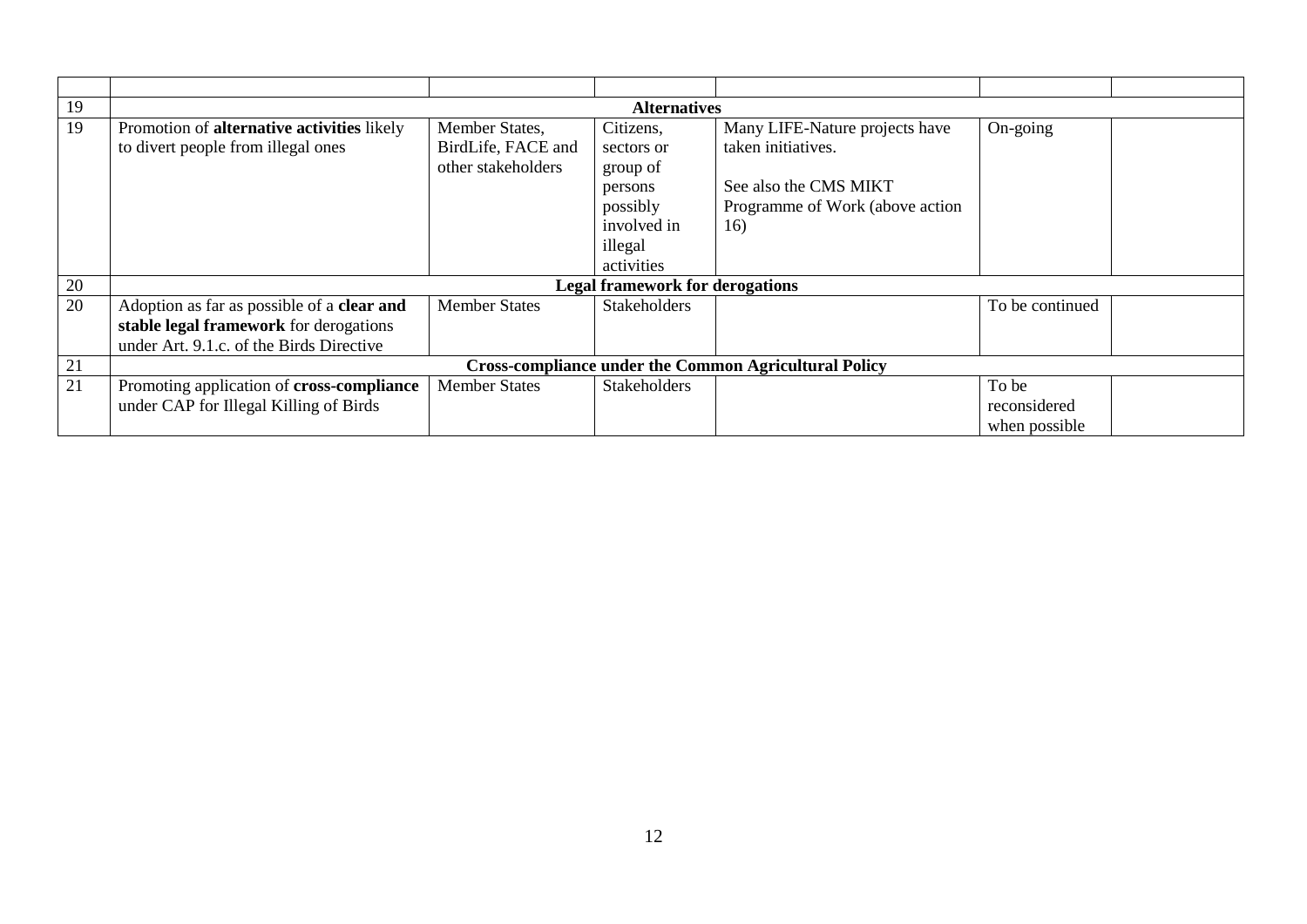| | | | | | | |
|---|---|---|---|---|---|---|
| 19 | **Alternatives** | | | | | |
| 19 | Promotion of **alternative activities** likely to divert people from illegal ones | Member States, BirdLife, FACE and other stakeholders | Citizens, sectors or group of persons possibly involved in illegal activities | Many LIFE-Nature projects have taken initiatives. See also the CMS MIKT Programme of Work (above action 16) | On-going | |
| 20 | **Legal framework for derogations** | | | | | |
| 20 | Adoption as far as possible of a **clear and stable legal framework** for derogations under Art. 9.1.c. of the Birds Directive | Member States | Stakeholders | | To be continued | |
| 21 | **Cross-compliance under the Common Agricultural Policy** | | | | | |
| 21 | Promoting application of **cross-compliance** under CAP for Illegal Killing of Birds | Member States | Stakeholders | | To be reconsidered when possible | |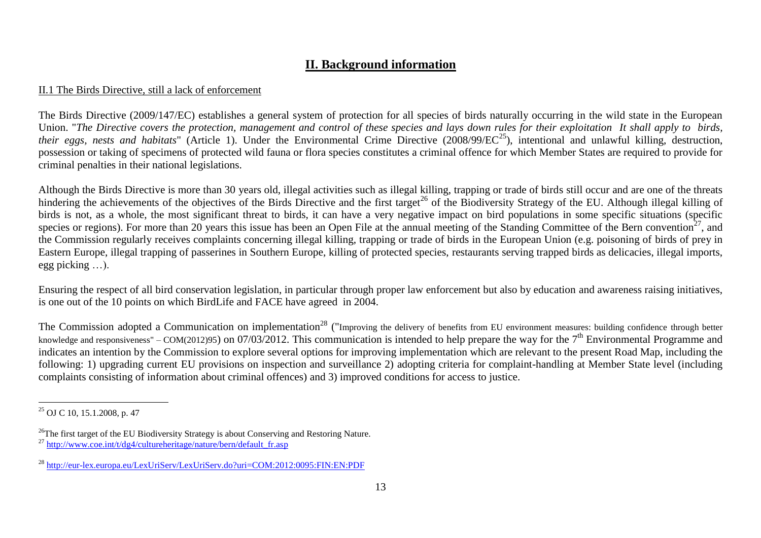# **II. Background information**

II.1 The Birds Directive, still a lack of enforcement

The Birds Directive (2009/147/EC) establishes a general system of protection for all species of birds naturally occurring in the wild state in the European Union. "*The Directive covers the protection, management and control of these species and lays down rules for their exploitation It shall apply to birds, their eggs, nests and habitats*" (Article 1). Under the Environmental Crime Directive (2008/99/EC[25]), intentional and unlawful killing, destruction, possession or taking of specimens of protected wild fauna or flora species constitutes a criminal offence for which Member States are required to provide for criminal penalties in their national legislations.

Although the Birds Directive is more than 30 years old, illegal activities such as illegal killing, trapping or trade of birds still occur and are one of the threats hindering the achievements of the objectives of the Birds Directive and the first target[26] of the Biodiversity Strategy of the EU. Although illegal killing of birds is not, as a whole, the most significant threat to birds, it can have a very negative impact on bird populations in some specific situations (specific species or regions). For more than 20 years this issue has been an Open File at the annual meeting of the Standing Committee of the Bern convention[27], and the Commission regularly receives complaints concerning illegal killing, trapping or trade of birds in the European Union (e.g. poisoning of birds of prey in Eastern Europe, illegal trapping of passerines in Southern Europe, killing of protected species, restaurants serving trapped birds as delicacies, illegal imports, egg picking …).

Ensuring the respect of all bird conservation legislation, in particular through proper law enforcement but also by education and awareness raising initiatives, is one out of the 10 points on which BirdLife and FACE have agreed in 2004.

The Commission adopted a Communication on implementation[28] ("Improving the delivery of benefits from EU environment measures: building confidence through better knowledge and responsiveness" – COM(2012)95) on 07/03/2012. This communication is intended to help prepare the way for the 7th Environmental Programme and indicates an intention by the Commission to explore several options for improving implementation which are relevant to the present Road Map, including the following: 1) upgrading current EU provisions on inspection and surveillance 2) adopting criteria for complaint-handling at Member State level (including complaints consisting of information about criminal offences) and 3) improved conditions for access to justice.

---

[25] OJ C 10, 15.1.2008, p. 47

[26] The first target of the EU Biodiversity Strategy is about Conserving and Restoring Nature.

[27] http://www.coe.int/t/dg4/cultureheritage/nature/bern/default_fr.asp

[28] http://eur-lex.europa.eu/LexUriServ/LexUriServ.do?uri=COM:2012:0095:FIN:EN:PDF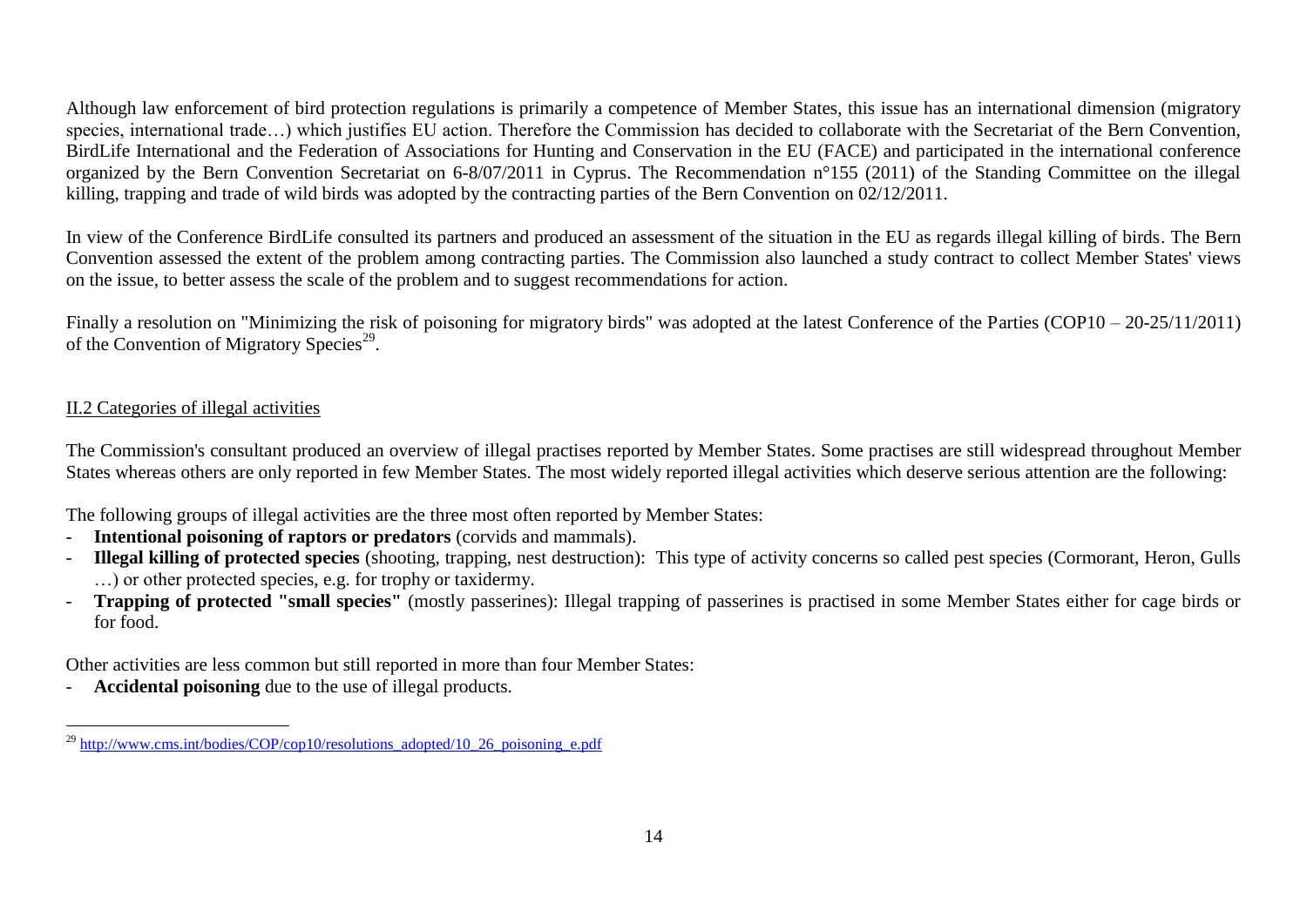Although law enforcement of bird protection regulations is primarily a competence of Member States, this issue has an international dimension (migratory species, international trade…) which justifies EU action. Therefore the Commission has decided to collaborate with the Secretariat of the Bern Convention, BirdLife International and the Federation of Associations for Hunting and Conservation in the EU (FACE) and participated in the international conference organized by the Bern Convention Secretariat on 6-8/07/2011 in Cyprus. The Recommendation n°155 (2011) of the Standing Committee on the illegal killing, trapping and trade of wild birds was adopted by the contracting parties of the Bern Convention on 02/12/2011.

In view of the Conference BirdLife consulted its partners and produced an assessment of the situation in the EU as regards illegal killing of birds. The Bern Convention assessed the extent of the problem among contracting parties. The Commission also launched a study contract to collect Member States' views on the issue, to better assess the scale of the problem and to suggest recommendations for action.

Finally a resolution on "Minimizing the risk of poisoning for migratory birds" was adopted at the latest Conference of the Parties (COP10 – 20-25/11/2011) of the Convention of Migratory Species[29].

## II.2 Categories of illegal activities

The Commission's consultant produced an overview of illegal practises reported by Member States. Some practises are still widespread throughout Member States whereas others are only reported in few Member States. The most widely reported illegal activities which deserve serious attention are the following:

The following groups of illegal activities are the three most often reported by Member States:

- **Intentional poisoning of raptors or predators** (corvids and mammals).
- **Illegal killing of protected species** (shooting, trapping, nest destruction): This type of activity concerns so called pest species (Cormorant, Heron, Gulls …) or other protected species, e.g. for trophy or taxidermy.
- **Trapping of protected "small species"** (mostly passerines): Illegal trapping of passerines is practised in some Member States either for cage birds or for food.

Other activities are less common but still reported in more than four Member States:

- **Accidental poisoning** due to the use of illegal products.

[29] http://www.cms.int/bodies/COP/cop10/resolutions_adopted/10_26_poisoning_e.pdf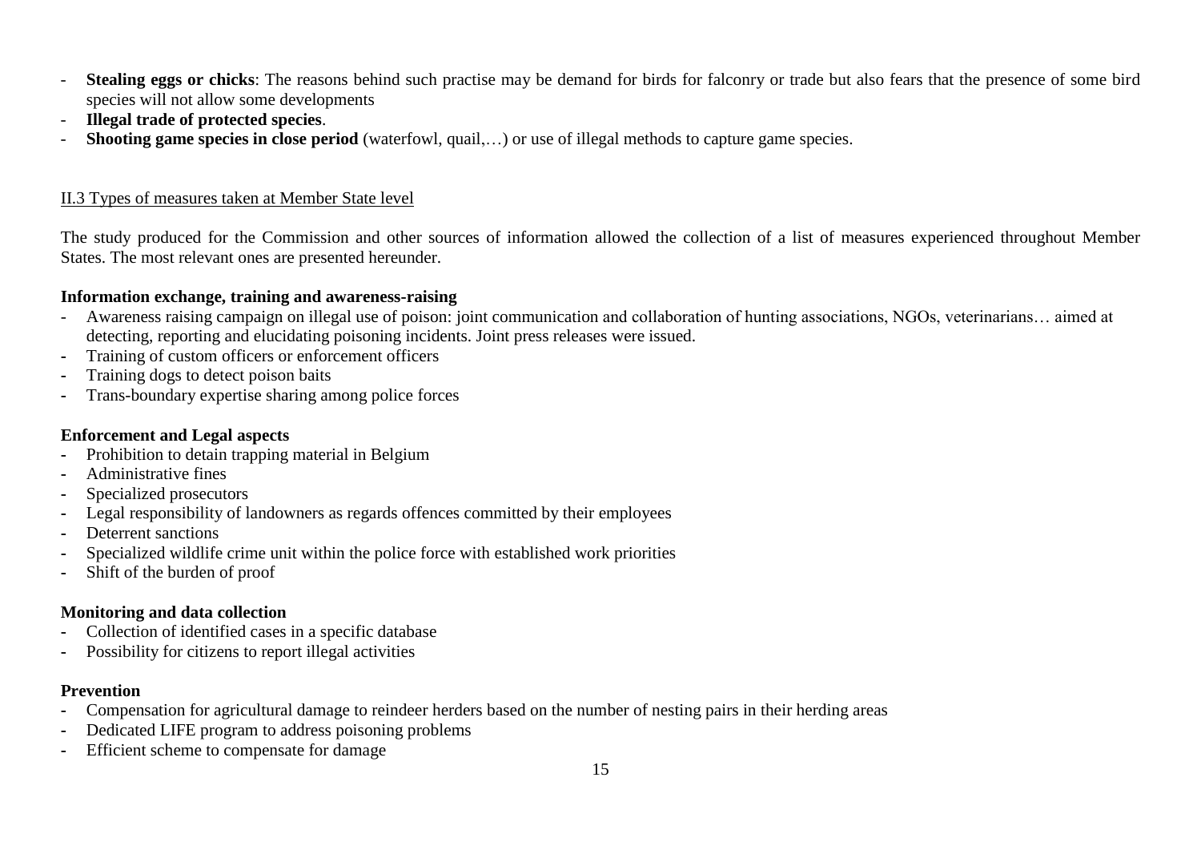- **Stealing eggs or chicks**: The reasons behind such practise may be demand for birds for falconry or trade but also fears that the presence of some bird species will not allow some developments
- **Illegal trade of protected species**.
- **Shooting game species in close period** (waterfowl, quail,…) or use of illegal methods to capture game species.

## II.3 Types of measures taken at Member State level

The study produced for the Commission and other sources of information allowed the collection of a list of measures experienced throughout Member States. The most relevant ones are presented hereunder.

**Information exchange, training and awareness-raising**

- Awareness raising campaign on illegal use of poison: joint communication and collaboration of hunting associations, NGOs, veterinarians… aimed at detecting, reporting and elucidating poisoning incidents. Joint press releases were issued.
- Training of custom officers or enforcement officers
- Training dogs to detect poison baits
- Trans-boundary expertise sharing among police forces

**Enforcement and Legal aspects**

- Prohibition to detain trapping material in Belgium
- Administrative fines
- Specialized prosecutors
- Legal responsibility of landowners as regards offences committed by their employees
- Deterrent sanctions
- Specialized wildlife crime unit within the police force with established work priorities
- Shift of the burden of proof

**Monitoring and data collection**

- Collection of identified cases in a specific database
- Possibility for citizens to report illegal activities

**Prevention**

- Compensation for agricultural damage to reindeer herders based on the number of nesting pairs in their herding areas
- Dedicated LIFE program to address poisoning problems
- Efficient scheme to compensate for damage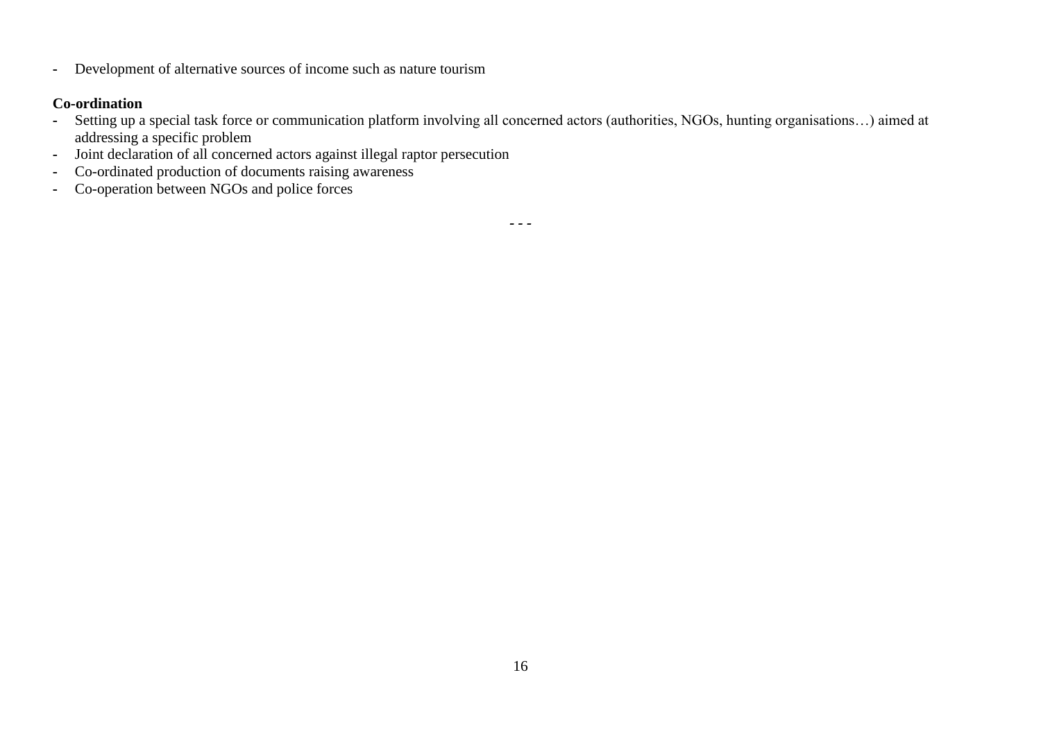- Development of alternative sources of income such as nature tourism

**Co-ordination**

- Setting up a special task force or communication platform involving all concerned actors (authorities, NGOs, hunting organisations…) aimed at addressing a specific problem
- Joint declaration of all concerned actors against illegal raptor persecution
- Co-ordinated production of documents raising awareness
- Co-operation between NGOs and police forces

- - -